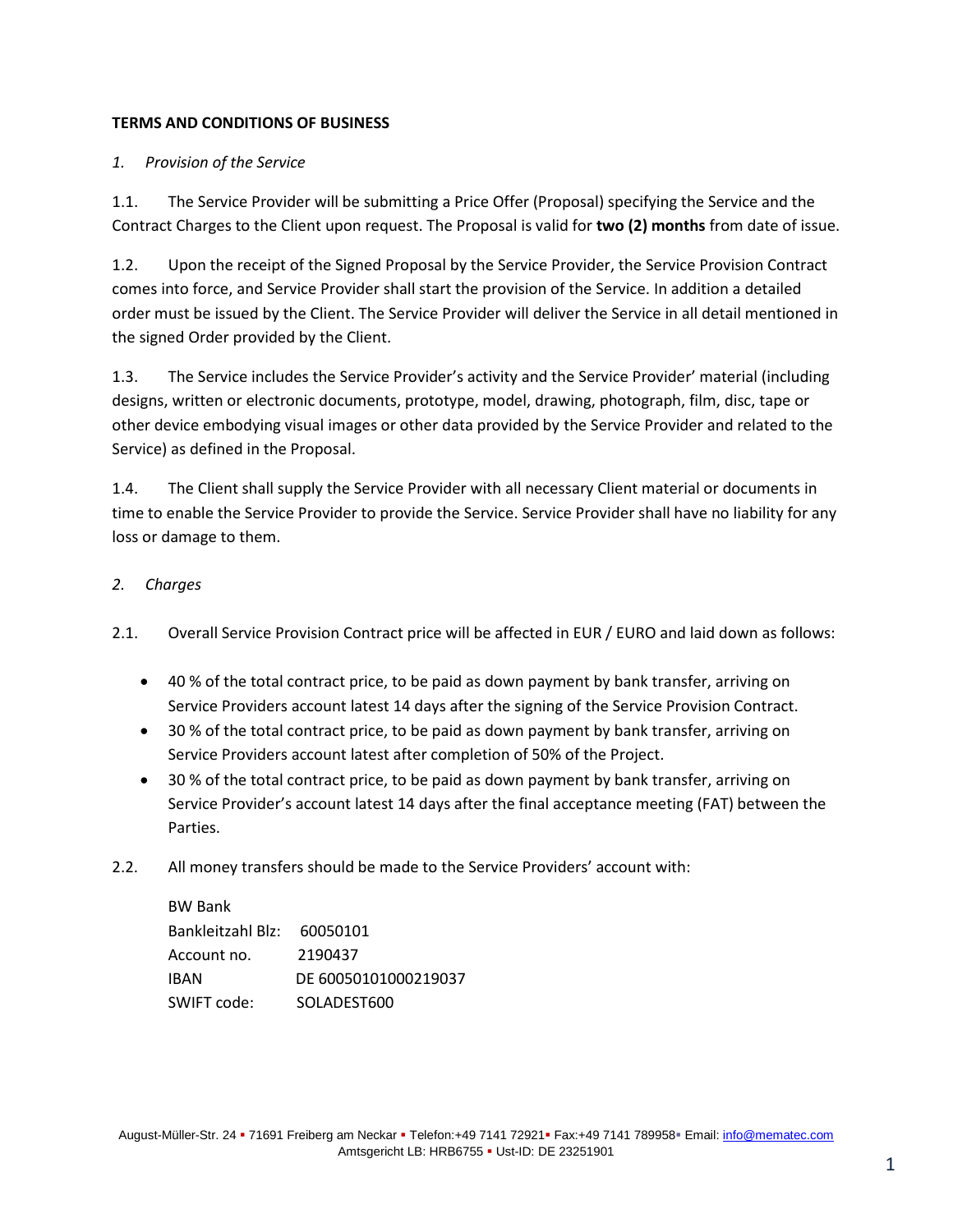**TERMS AND CONDITIONS OF BUSINESS**

*1. Provision of the Service*

1.1. The Service Provider will be submitting a Price Offer (Proposal) specifying the Service and the Contract Charges to the Client upon request. The Proposal is valid for **two (2) months** from date of issue.

1.2. Upon the receipt of the Signed Proposal by the Service Provider, the Service Provision Contract comes into force, and Service Provider shall start the provision of the Service. In addition a detailed order must be issued by the Client. The Service Provider will deliver the Service in all detail mentioned in the signed Order provided by the Client.

1.3. The Service includes the Service Provider's activity and the Service Provider' material (including designs, written or electronic documents, prototype, model, drawing, photograph, film, disc, tape or other device embodying visual images or other data provided by the Service Provider and related to the Service) as defined in the Proposal.

1.4. The Client shall supply the Service Provider with all necessary Client material or documents in time to enable the Service Provider to provide the Service. Service Provider shall have no liability for any loss or damage to them.

*2. Charges*

2.1. Overall Service Provision Contract price will be affected in EUR / EURO and laid down as follows:

- 40 % of the total contract price, to be paid as down payment by bank transfer, arriving on Service Providers account latest 14 days after the signing of the Service Provision Contract.
- 30 % of the total contract price, to be paid as down payment by bank transfer, arriving on Service Providers account latest after completion of 50% of the Project.
- 30 % of the total contract price, to be paid as down payment by bank transfer, arriving on Service Provider's account latest 14 days after the final acceptance meeting (FAT) between the Parties.

2.2. All money transfers should be made to the Service Providers' account with:

BW Bank
Bankleitzahl Blz: 60050101
Account no. 2190437
IBAN DE 60050101000219037
SWIFT code: SOLADEST600

August-Müller-Str. 24 ▪ 71691 Freiberg am Neckar ▪ Telefon:+49 7141 72921 ▪ Fax:+49 7141 789958 ▪ Email: info@mematec.com
Amtsgericht LB: HRB6755 ▪ Ust-ID: DE 23251901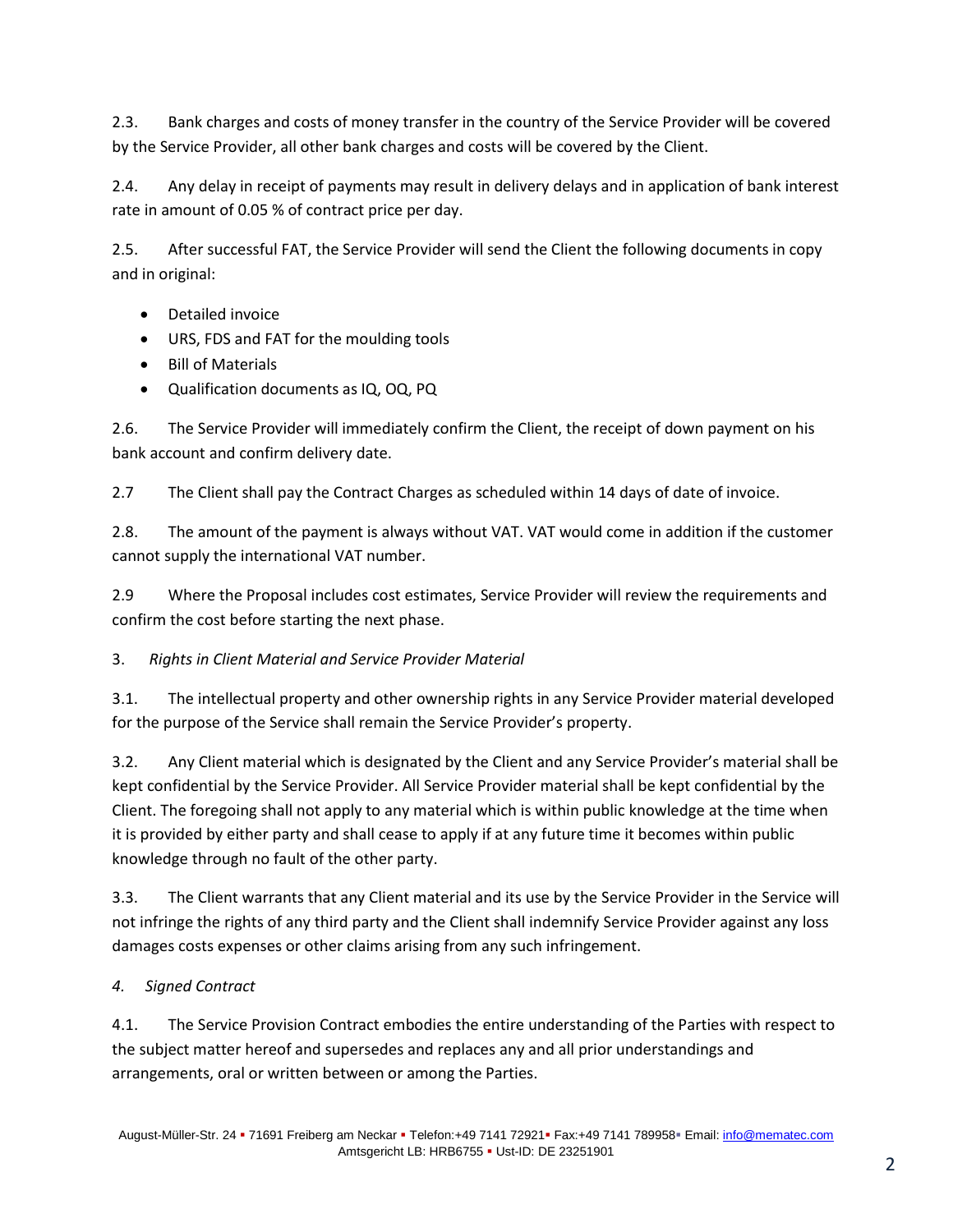2.3. Bank charges and costs of money transfer in the country of the Service Provider will be covered by the Service Provider, all other bank charges and costs will be covered by the Client.

2.4. Any delay in receipt of payments may result in delivery delays and in application of bank interest rate in amount of 0.05 % of contract price per day.

2.5. After successful FAT, the Service Provider will send the Client the following documents in copy and in original:

- Detailed invoice
- URS, FDS and FAT for the moulding tools
- Bill of Materials
- Qualification documents as IQ, OQ, PQ

2.6. The Service Provider will immediately confirm the Client, the receipt of down payment on his bank account and confirm delivery date.

2.7 The Client shall pay the Contract Charges as scheduled within 14 days of date of invoice.

2.8. The amount of the payment is always without VAT. VAT would come in addition if the customer cannot supply the international VAT number.

2.9 Where the Proposal includes cost estimates, Service Provider will review the requirements and confirm the cost before starting the next phase.

3. *Rights in Client Material and Service Provider Material*

3.1. The intellectual property and other ownership rights in any Service Provider material developed for the purpose of the Service shall remain the Service Provider's property.

3.2. Any Client material which is designated by the Client and any Service Provider's material shall be kept confidential by the Service Provider. All Service Provider material shall be kept confidential by the Client. The foregoing shall not apply to any material which is within public knowledge at the time when it is provided by either party and shall cease to apply if at any future time it becomes within public knowledge through no fault of the other party.

3.3. The Client warrants that any Client material and its use by the Service Provider in the Service will not infringe the rights of any third party and the Client shall indemnify Service Provider against any loss damages costs expenses or other claims arising from any such infringement.

*4. Signed Contract*

4.1. The Service Provision Contract embodies the entire understanding of the Parties with respect to the subject matter hereof and supersedes and replaces any and all prior understandings and arrangements, oral or written between or among the Parties.

August-Müller-Str. 24 ▪ 71691 Freiberg am Neckar ▪ Telefon:+49 7141 72921▪ Fax:+49 7141 789958▪ Email: info@mematec.com
Amtsgericht LB: HRB6755 ▪ Ust-ID: DE 23251901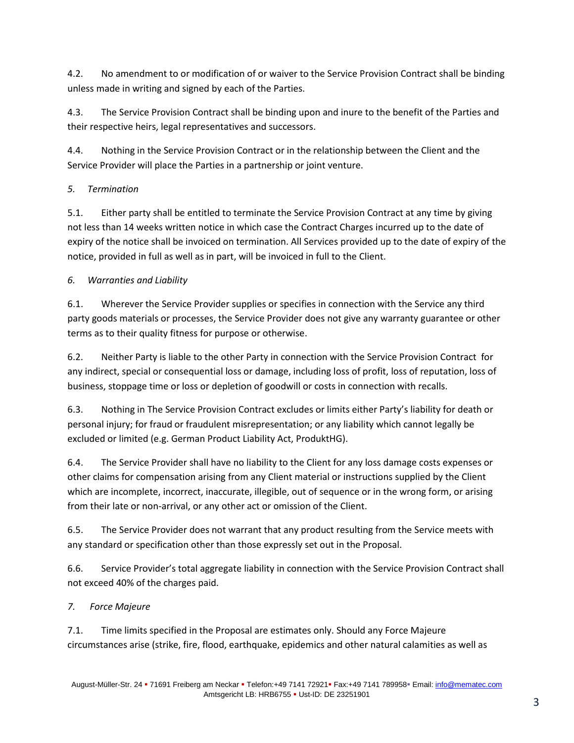4.2. No amendment to or modification of or waiver to the Service Provision Contract shall be binding unless made in writing and signed by each of the Parties.

4.3. The Service Provision Contract shall be binding upon and inure to the benefit of the Parties and their respective heirs, legal representatives and successors.

4.4. Nothing in the Service Provision Contract or in the relationship between the Client and the Service Provider will place the Parties in a partnership or joint venture.

*5. Termination*

5.1. Either party shall be entitled to terminate the Service Provision Contract at any time by giving not less than 14 weeks written notice in which case the Contract Charges incurred up to the date of expiry of the notice shall be invoiced on termination. All Services provided up to the date of expiry of the notice, provided in full as well as in part, will be invoiced in full to the Client.

*6. Warranties and Liability*

6.1. Wherever the Service Provider supplies or specifies in connection with the Service any third party goods materials or processes, the Service Provider does not give any warranty guarantee or other terms as to their quality fitness for purpose or otherwise.

6.2. Neither Party is liable to the other Party in connection with the Service Provision Contract for any indirect, special or consequential loss or damage, including loss of profit, loss of reputation, loss of business, stoppage time or loss or depletion of goodwill or costs in connection with recalls.

6.3. Nothing in The Service Provision Contract excludes or limits either Party's liability for death or personal injury; for fraud or fraudulent misrepresentation; or any liability which cannot legally be excluded or limited (e.g. German Product Liability Act, ProduktHG).

6.4. The Service Provider shall have no liability to the Client for any loss damage costs expenses or other claims for compensation arising from any Client material or instructions supplied by the Client which are incomplete, incorrect, inaccurate, illegible, out of sequence or in the wrong form, or arising from their late or non-arrival, or any other act or omission of the Client.

6.5. The Service Provider does not warrant that any product resulting from the Service meets with any standard or specification other than those expressly set out in the Proposal.

6.6. Service Provider's total aggregate liability in connection with the Service Provision Contract shall not exceed 40% of the charges paid.

*7. Force Majeure*

7.1. Time limits specified in the Proposal are estimates only. Should any Force Majeure circumstances arise (strike, fire, flood, earthquake, epidemics and other natural calamities as well as

August-Müller-Str. 24 ▪ 71691 Freiberg am Neckar ▪ Telefon:+49 7141 72921 ▪ Fax:+49 7141 789958 ▪ Email: info@413matec.com
Amtsgericht LB: HRB6755 ▪ Ust-ID: DE 23251901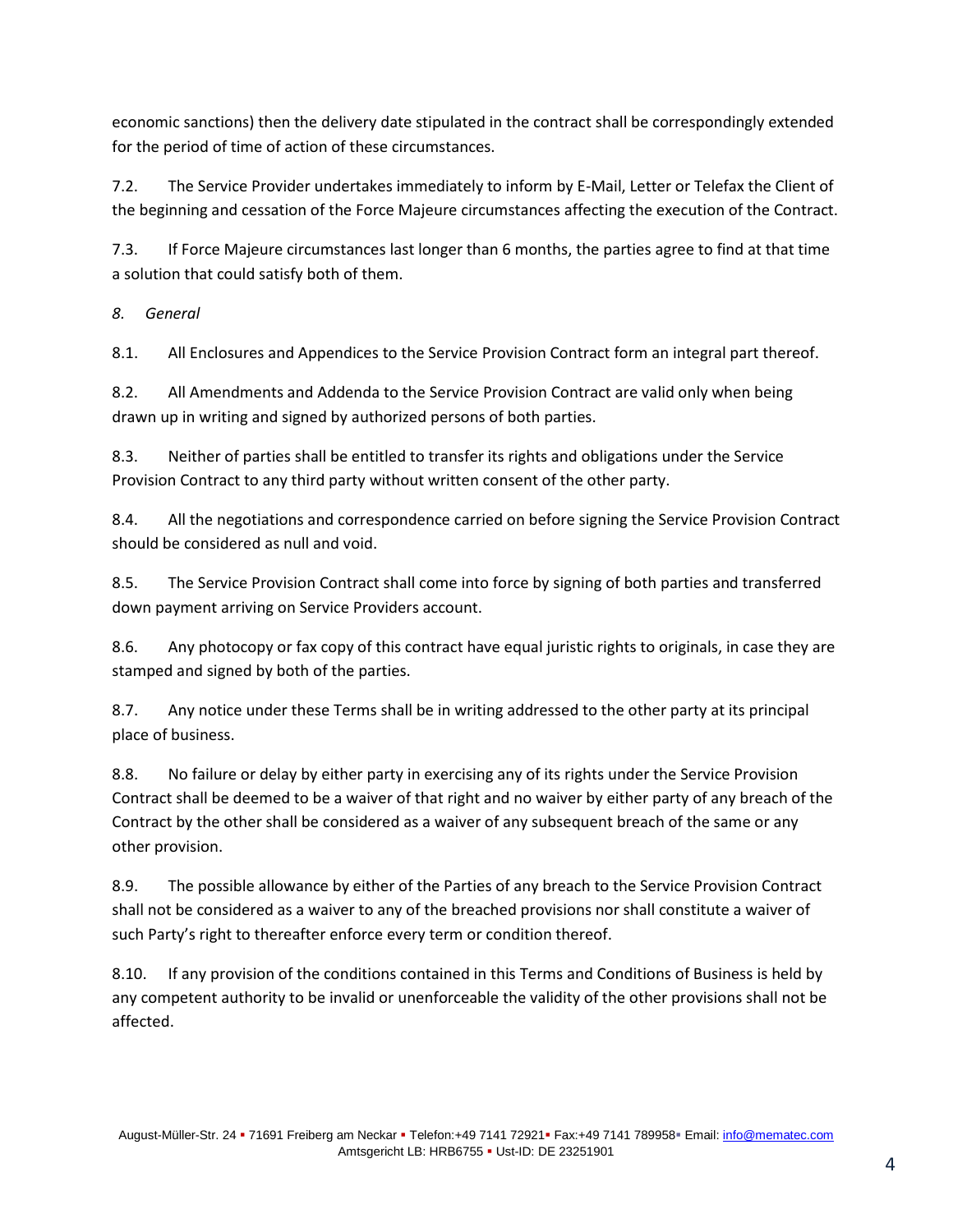economic sanctions) then the delivery date stipulated in the contract shall be correspondingly extended for the period of time of action of these circumstances.

7.2. The Service Provider undertakes immediately to inform by E-Mail, Letter or Telefax the Client of the beginning and cessation of the Force Majeure circumstances affecting the execution of the Contract.

7.3. If Force Majeure circumstances last longer than 6 months, the parties agree to find at that time a solution that could satisfy both of them.

*8. General*

8.1. All Enclosures and Appendices to the Service Provision Contract form an integral part thereof.

8.2. All Amendments and Addenda to the Service Provision Contract are valid only when being drawn up in writing and signed by authorized persons of both parties.

8.3. Neither of parties shall be entitled to transfer its rights and obligations under the Service Provision Contract to any third party without written consent of the other party.

8.4. All the negotiations and correspondence carried on before signing the Service Provision Contract should be considered as null and void.

8.5. The Service Provision Contract shall come into force by signing of both parties and transferred down payment arriving on Service Providers account.

8.6. Any photocopy or fax copy of this contract have equal juristic rights to originals, in case they are stamped and signed by both of the parties.

8.7. Any notice under these Terms shall be in writing addressed to the other party at its principal place of business.

8.8. No failure or delay by either party in exercising any of its rights under the Service Provision Contract shall be deemed to be a waiver of that right and no waiver by either party of any breach of the Contract by the other shall be considered as a waiver of any subsequent breach of the same or any other provision.

8.9. The possible allowance by either of the Parties of any breach to the Service Provision Contract shall not be considered as a waiver to any of the breached provisions nor shall constitute a waiver of such Party's right to thereafter enforce every term or condition thereof.

8.10. If any provision of the conditions contained in this Terms and Conditions of Business is held by any competent authority to be invalid or unenforceable the validity of the other provisions shall not be affected.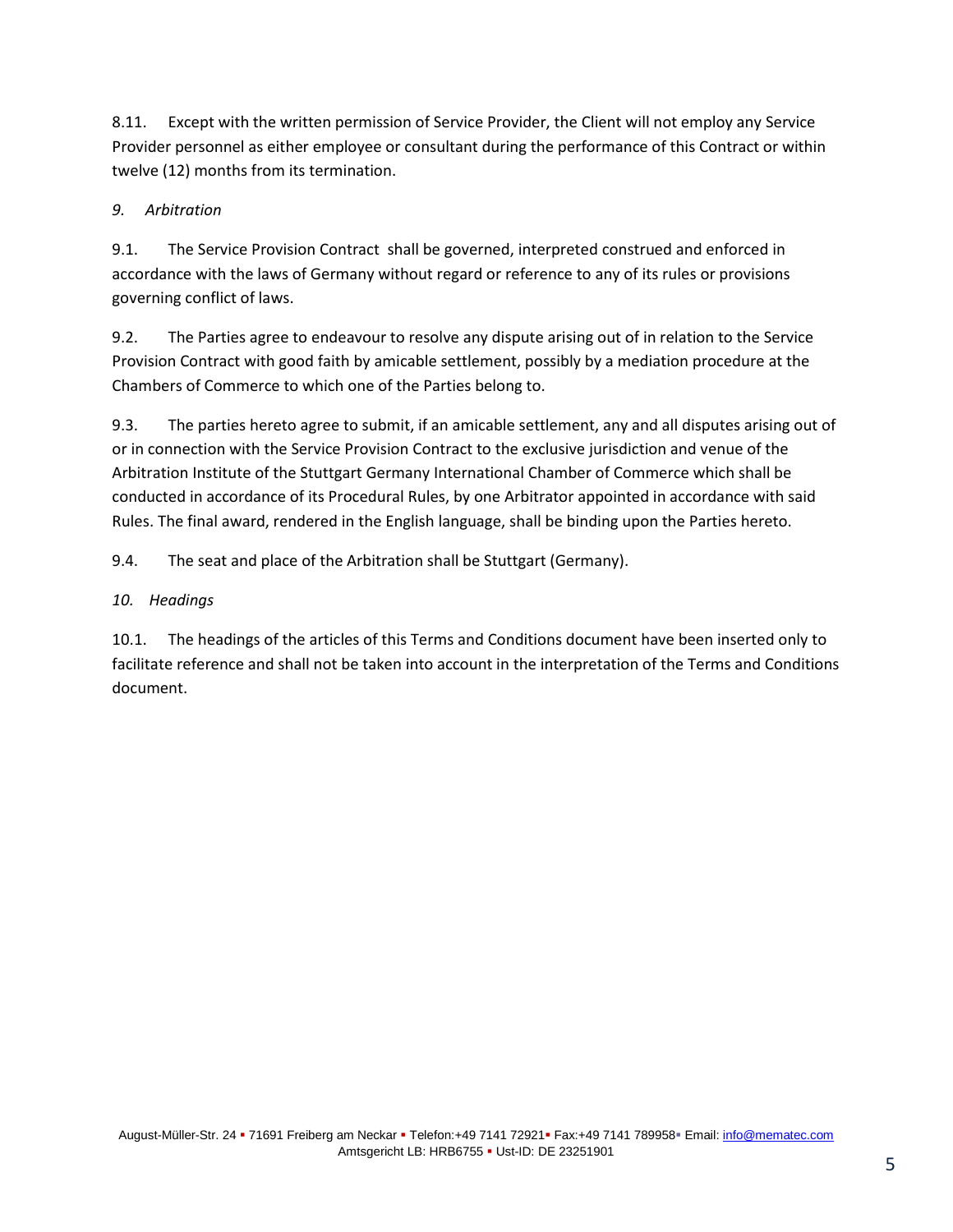8.11. Except with the written permission of Service Provider, the Client will not employ any Service Provider personnel as either employee or consultant during the performance of this Contract or within twelve (12) months from its termination.

*9. Arbitration*

9.1. The Service Provision Contract shall be governed, interpreted construed and enforced in accordance with the laws of Germany without regard or reference to any of its rules or provisions governing conflict of laws.

9.2. The Parties agree to endeavour to resolve any dispute arising out of in relation to the Service Provision Contract with good faith by amicable settlement, possibly by a mediation procedure at the Chambers of Commerce to which one of the Parties belong to.

9.3. The parties hereto agree to submit, if an amicable settlement, any and all disputes arising out of or in connection with the Service Provision Contract to the exclusive jurisdiction and venue of the Arbitration Institute of the Stuttgart Germany International Chamber of Commerce which shall be conducted in accordance of its Procedural Rules, by one Arbitrator appointed in accordance with said Rules. The final award, rendered in the English language, shall be binding upon the Parties hereto.

9.4. The seat and place of the Arbitration shall be Stuttgart (Germany).

*10. Headings*

10.1. The headings of the articles of this Terms and Conditions document have been inserted only to facilitate reference and shall not be taken into account in the interpretation of the Terms and Conditions document.